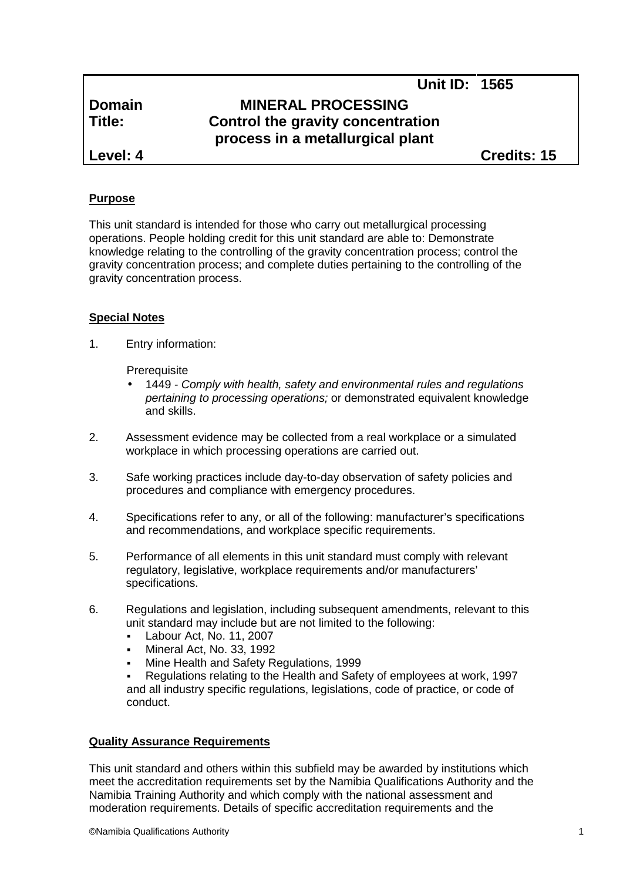| | Unit ID: | 1565 |
|---|---|---|
| **Domain** | **MINERAL PROCESSING** | |
| **Title:** | **Control the gravity concentration process in a metallurgical plant** | |
| **Level: 4** | | **Credits: 15** |

**Purpose**

This unit standard is intended for those who carry out metallurgical processing operations. People holding credit for this unit standard are able to: Demonstrate knowledge relating to the controlling of the gravity concentration process; control the gravity concentration process; and complete duties pertaining to the controlling of the gravity concentration process.

**Special Notes**

1. Entry information:

   Prerequisite
   - 1449 - *Comply with health, safety and environmental rules and regulations pertaining to processing operations;* or demonstrated equivalent knowledge and skills.

2. Assessment evidence may be collected from a real workplace or a simulated workplace in which processing operations are carried out.

3. Safe working practices include day-to-day observation of safety policies and procedures and compliance with emergency procedures.

4. Specifications refer to any, or all of the following: manufacturer's specifications and recommendations, and workplace specific requirements.

5. Performance of all elements in this unit standard must comply with relevant regulatory, legislative, workplace requirements and/or manufacturers' specifications.

6. Regulations and legislation, including subsequent amendments, relevant to this unit standard may include but are not limited to the following:
   - Labour Act, No. 11, 2007
   - Mineral Act, No. 33, 1992
   - Mine Health and Safety Regulations, 1999
   - Regulations relating to the Health and Safety of employees at work, 1997

   and all industry specific regulations, legislations, code of practice, or code of conduct.

**Quality Assurance Requirements**

This unit standard and others within this subfield may be awarded by institutions which meet the accreditation requirements set by the Namibia Qualifications Authority and the Namibia Training Authority and which comply with the national assessment and moderation requirements. Details of specific accreditation requirements and the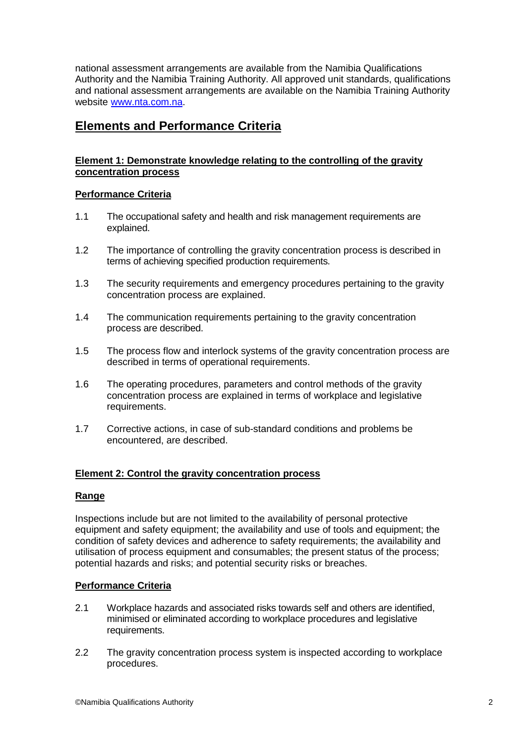national assessment arrangements are available from the Namibia Qualifications Authority and the Namibia Training Authority. All approved unit standards, qualifications and national assessment arrangements are available on the Namibia Training Authority website [www.nta.com.na](http://www.nta.com.na).

## Elements and Performance Criteria

### Element 1: Demonstrate knowledge relating to the controlling of the gravity concentration process

#### Performance Criteria

1.1 The occupational safety and health and risk management requirements are explained.

1.2 The importance of controlling the gravity concentration process is described in terms of achieving specified production requirements.

1.3 The security requirements and emergency procedures pertaining to the gravity concentration process are explained.

1.4 The communication requirements pertaining to the gravity concentration process are described.

1.5 The process flow and interlock systems of the gravity concentration process are described in terms of operational requirements.

1.6 The operating procedures, parameters and control methods of the gravity concentration process are explained in terms of workplace and legislative requirements.

1.7 Corrective actions, in case of sub-standard conditions and problems be encountered, are described.

### Element 2: Control the gravity concentration process

#### Range

Inspections include but are not limited to the availability of personal protective equipment and safety equipment; the availability and use of tools and equipment; the condition of safety devices and adherence to safety requirements; the availability and utilisation of process equipment and consumables; the present status of the process; potential hazards and risks; and potential security risks or breaches.

#### Performance Criteria

2.1 Workplace hazards and associated risks towards self and others are identified, minimised or eliminated according to workplace procedures and legislative requirements.

2.2 The gravity concentration process system is inspected according to workplace procedures.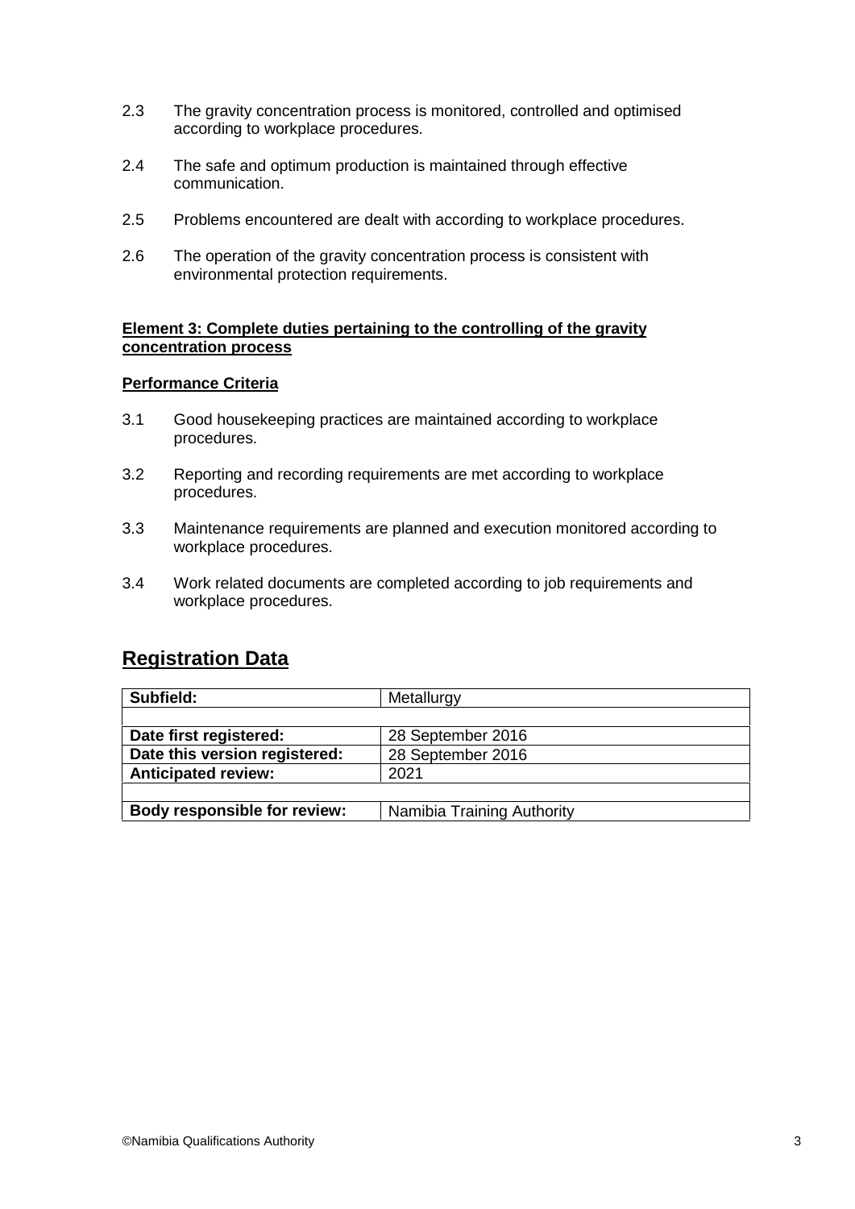2.3 The gravity concentration process is monitored, controlled and optimised according to workplace procedures.

2.4 The safe and optimum production is maintained through effective communication.

2.5 Problems encountered are dealt with according to workplace procedures.

2.6 The operation of the gravity concentration process is consistent with environmental protection requirements.

**Element 3: Complete duties pertaining to the controlling of the gravity concentration process**

**Performance Criteria**

3.1 Good housekeeping practices are maintained according to workplace procedures.

3.2 Reporting and recording requirements are met according to workplace procedures.

3.3 Maintenance requirements are planned and execution monitored according to workplace procedures.

3.4 Work related documents are completed according to job requirements and workplace procedures.

## Registration Data

| | |
|---|---|
| **Subfield:** | Metallurgy |
| | |
| **Date first registered:** | 28 September 2016 |
| **Date this version registered:** | 28 September 2016 |
| **Anticipated review:** | 2021 |
| | |
| **Body responsible for review:** | Namibia Training Authority |

©Namibia Qualifications Authority